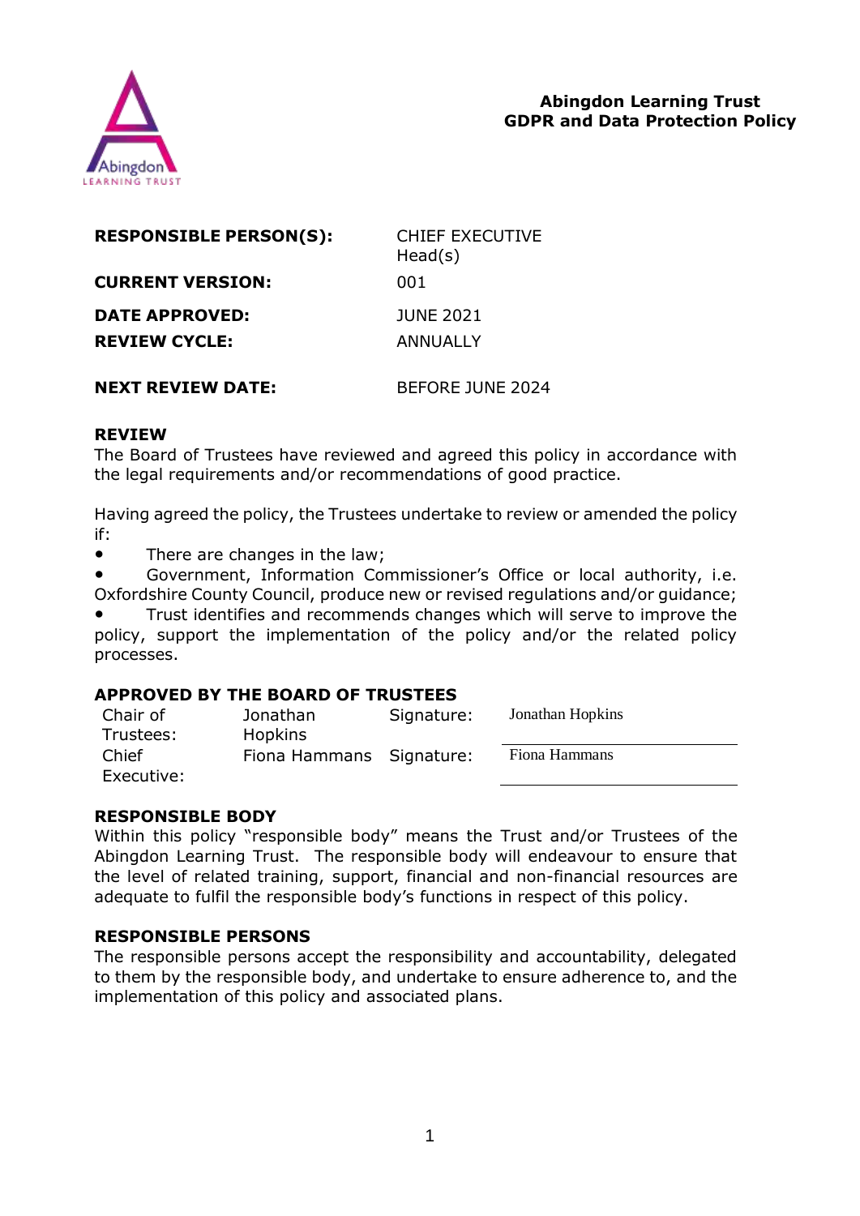**Abingdon Learning Trust**
**GDPR and Data Protection Policy**

| | |
|---|---|
| **RESPONSIBLE PERSON(S):** | CHIEF EXECUTIVE<br>Head(s) |
| **CURRENT VERSION:** | 001 |
| **DATE APPROVED:** | JUNE 2021 |
| **REVIEW CYCLE:** | ANNUALLY |
| **NEXT REVIEW DATE:** | BEFORE JUNE 2024 |

## REVIEW

The Board of Trustees have reviewed and agreed this policy in accordance with the legal requirements and/or recommendations of good practice.

Having agreed the policy, the Trustees undertake to review or amended the policy if:

- There are changes in the law;
- Government, Information Commissioner's Office or local authority, i.e. Oxfordshire County Council, produce new or revised regulations and/or guidance;
- Trust identifies and recommends changes which will serve to improve the policy, support the implementation of the policy and/or the related policy processes.

## APPROVED BY THE BOARD OF TRUSTEES

| | | | |
|---|---|---|---|
| Chair of Trustees: | Jonathan Hopkins | Signature: | Jonathan Hopkins |
| Chief Executive: | Fiona Hammans | Signature: | Fiona Hammans |

## RESPONSIBLE BODY

Within this policy "responsible body" means the Trust and/or Trustees of the Abingdon Learning Trust. The responsible body will endeavour to ensure that the level of related training, support, financial and non-financial resources are adequate to fulfil the responsible body's functions in respect of this policy.

## RESPONSIBLE PERSONS

The responsible persons accept the responsibility and accountability, delegated to them by the responsible body, and undertake to ensure adherence to, and the implementation of this policy and associated plans.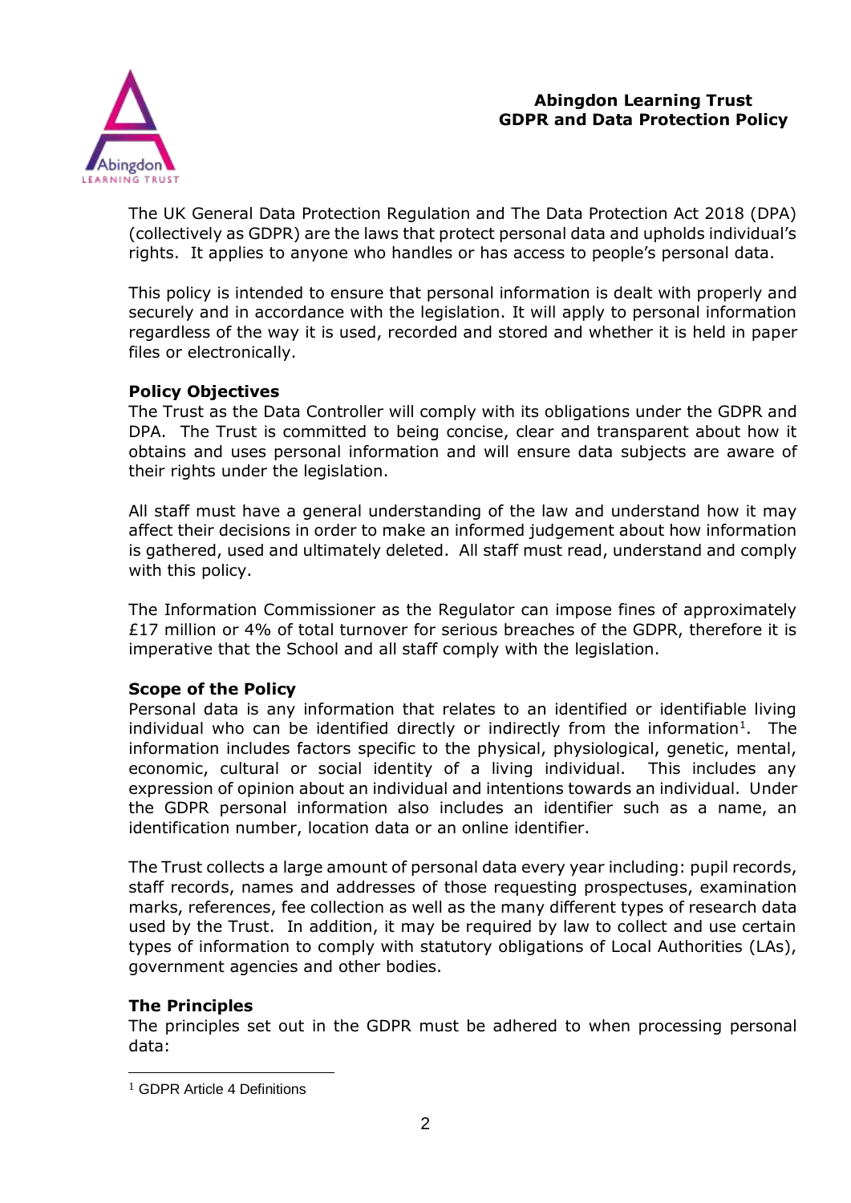# Abingdon Learning Trust
## GDPR and Data Protection Policy

The UK General Data Protection Regulation and The Data Protection Act 2018 (DPA) (collectively as GDPR) are the laws that protect personal data and upholds individual's rights. It applies to anyone who handles or has access to people's personal data.

This policy is intended to ensure that personal information is dealt with properly and securely and in accordance with the legislation. It will apply to personal information regardless of the way it is used, recorded and stored and whether it is held in paper files or electronically.

### Policy Objectives

The Trust as the Data Controller will comply with its obligations under the GDPR and DPA. The Trust is committed to being concise, clear and transparent about how it obtains and uses personal information and will ensure data subjects are aware of their rights under the legislation.

All staff must have a general understanding of the law and understand how it may affect their decisions in order to make an informed judgement about how information is gathered, used and ultimately deleted. All staff must read, understand and comply with this policy.

The Information Commissioner as the Regulator can impose fines of approximately £17 million or 4% of total turnover for serious breaches of the GDPR, therefore it is imperative that the School and all staff comply with the legislation.

### Scope of the Policy

Personal data is any information that relates to an identified or identifiable living individual who can be identified directly or indirectly from the information[1]. The information includes factors specific to the physical, physiological, genetic, mental, economic, cultural or social identity of a living individual. This includes any expression of opinion about an individual and intentions towards an individual. Under the GDPR personal information also includes an identifier such as a name, an identification number, location data or an online identifier.

The Trust collects a large amount of personal data every year including: pupil records, staff records, names and addresses of those requesting prospectuses, examination marks, references, fee collection as well as the many different types of research data used by the Trust. In addition, it may be required by law to collect and use certain types of information to comply with statutory obligations of Local Authorities (LAs), government agencies and other bodies.

### The Principles

The principles set out in the GDPR must be adhered to when processing personal data:

[1] GDPR Article 4 Definitions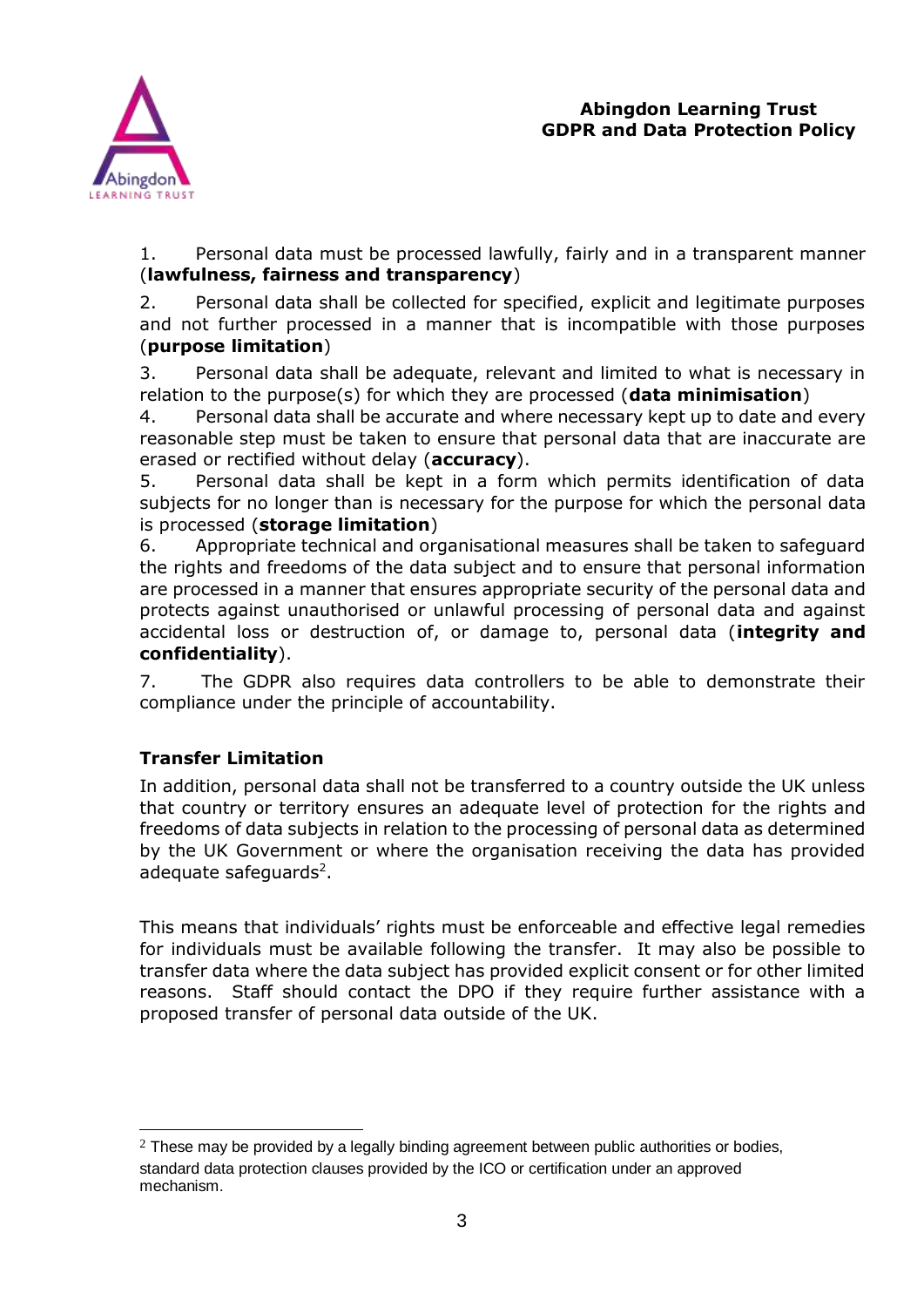1. Personal data must be processed lawfully, fairly and in a transparent manner (**lawfulness, fairness and transparency**)

2. Personal data shall be collected for specified, explicit and legitimate purposes and not further processed in a manner that is incompatible with those purposes (**purpose limitation**)

3. Personal data shall be adequate, relevant and limited to what is necessary in relation to the purpose(s) for which they are processed (**data minimisation**)

4. Personal data shall be accurate and where necessary kept up to date and every reasonable step must be taken to ensure that personal data that are inaccurate are erased or rectified without delay (**accuracy**).

5. Personal data shall be kept in a form which permits identification of data subjects for no longer than is necessary for the purpose for which the personal data is processed (**storage limitation**)

6. Appropriate technical and organisational measures shall be taken to safeguard the rights and freedoms of the data subject and to ensure that personal information are processed in a manner that ensures appropriate security of the personal data and protects against unauthorised or unlawful processing of personal data and against accidental loss or destruction of, or damage to, personal data (**integrity and confidentiality**).

7. The GDPR also requires data controllers to be able to demonstrate their compliance under the principle of accountability.

**Transfer Limitation**

In addition, personal data shall not be transferred to a country outside the UK unless that country or territory ensures an adequate level of protection for the rights and freedoms of data subjects in relation to the processing of personal data as determined by the UK Government or where the organisation receiving the data has provided adequate safeguards[2].

This means that individuals' rights must be enforceable and effective legal remedies for individuals must be available following the transfer. It may also be possible to transfer data where the data subject has provided explicit consent or for other limited reasons. Staff should contact the DPO if they require further assistance with a proposed transfer of personal data outside of the UK.

[2] These may be provided by a legally binding agreement between public authorities or bodies, standard data protection clauses provided by the ICO or certification under an approved mechanism.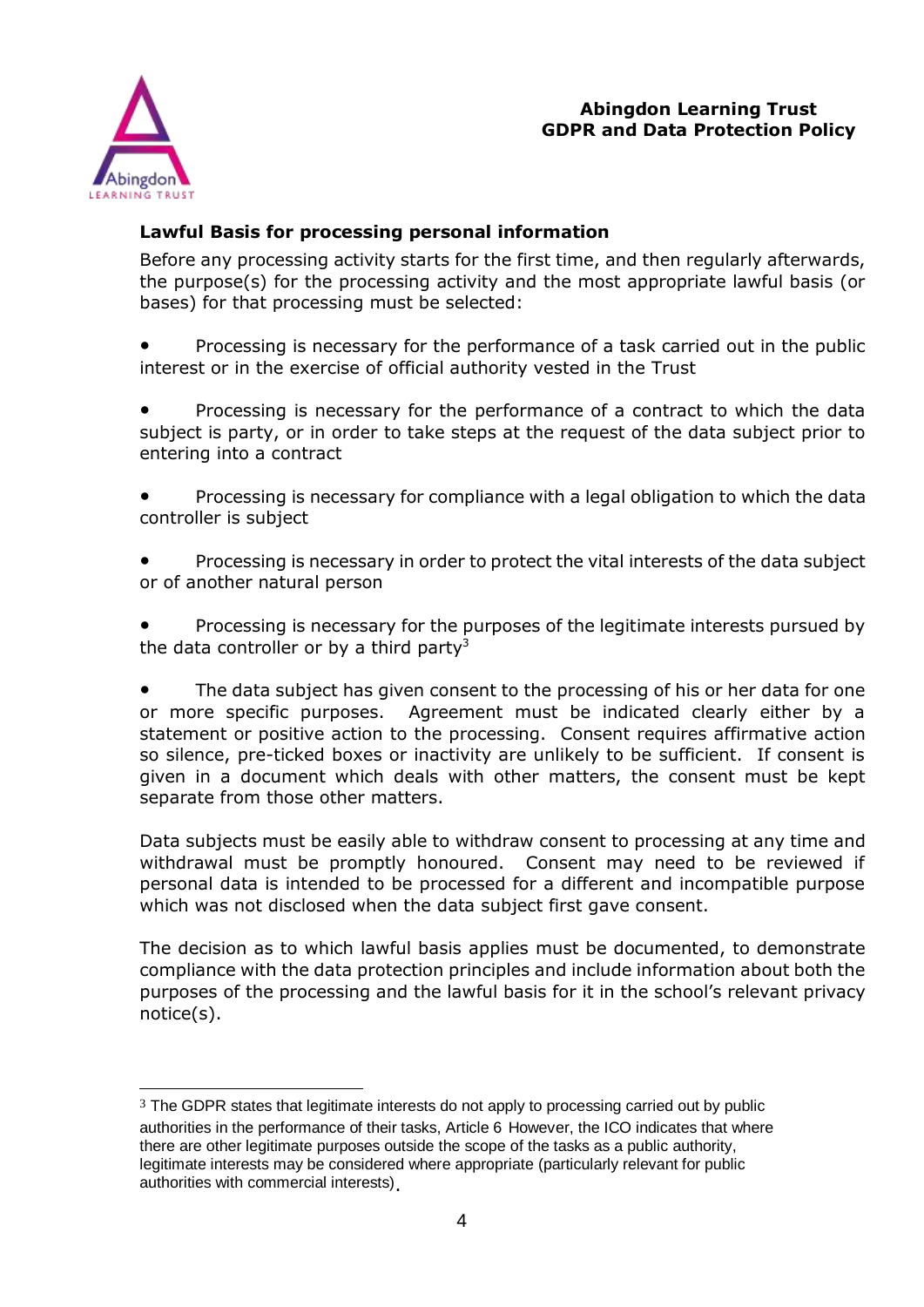### Lawful Basis for processing personal information

Before any processing activity starts for the first time, and then regularly afterwards, the purpose(s) for the processing activity and the most appropriate lawful basis (or bases) for that processing must be selected:

- Processing is necessary for the performance of a task carried out in the public interest or in the exercise of official authority vested in the Trust
- Processing is necessary for the performance of a contract to which the data subject is party, or in order to take steps at the request of the data subject prior to entering into a contract
- Processing is necessary for compliance with a legal obligation to which the data controller is subject
- Processing is necessary in order to protect the vital interests of the data subject or of another natural person
- Processing is necessary for the purposes of the legitimate interests pursued by the data controller or by a third party[3]
- The data subject has given consent to the processing of his or her data for one or more specific purposes. Agreement must be indicated clearly either by a statement or positive action to the processing. Consent requires affirmative action so silence, pre-ticked boxes or inactivity are unlikely to be sufficient. If consent is given in a document which deals with other matters, the consent must be kept separate from those other matters.

Data subjects must be easily able to withdraw consent to processing at any time and withdrawal must be promptly honoured. Consent may need to be reviewed if personal data is intended to be processed for a different and incompatible purpose which was not disclosed when the data subject first gave consent.

The decision as to which lawful basis applies must be documented, to demonstrate compliance with the data protection principles and include information about both the purposes of the processing and the lawful basis for it in the school's relevant privacy notice(s).

---

[3] The GDPR states that legitimate interests do not apply to processing carried out by public authorities in the performance of their tasks, Article 6 However, the ICO indicates that where there are other legitimate purposes outside the scope of the tasks as a public authority, legitimate interests may be considered where appropriate (particularly relevant for public authorities with commercial interests).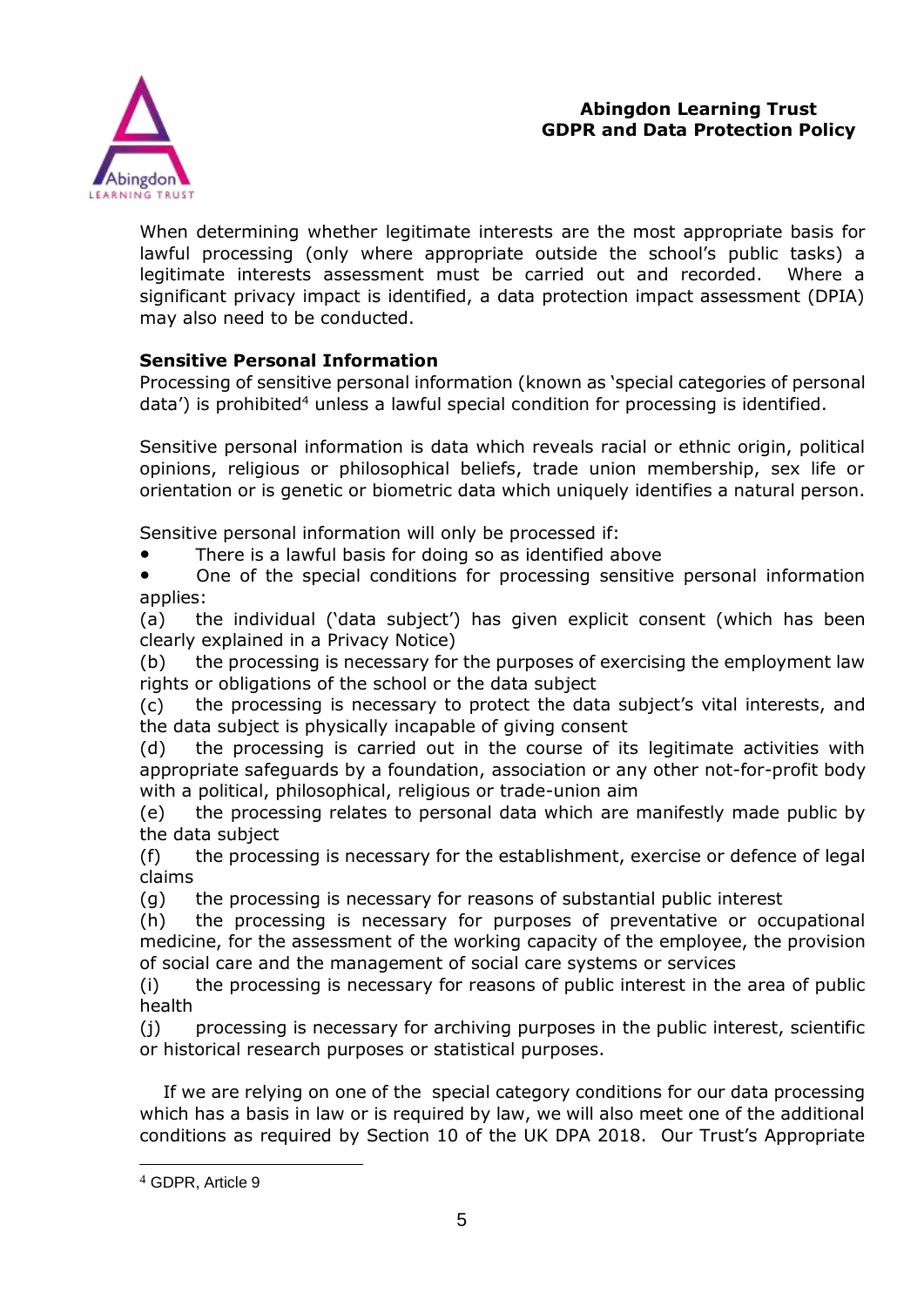When determining whether legitimate interests are the most appropriate basis for lawful processing (only where appropriate outside the school's public tasks) a legitimate interests assessment must be carried out and recorded. Where a significant privacy impact is identified, a data protection impact assessment (DPIA) may also need to be conducted.

**Sensitive Personal Information**

Processing of sensitive personal information (known as 'special categories of personal data') is prohibited[4] unless a lawful special condition for processing is identified.

Sensitive personal information is data which reveals racial or ethnic origin, political opinions, religious or philosophical beliefs, trade union membership, sex life or orientation or is genetic or biometric data which uniquely identifies a natural person.

Sensitive personal information will only be processed if:

- There is a lawful basis for doing so as identified above
- One of the special conditions for processing sensitive personal information applies:

(a) the individual ('data subject') has given explicit consent (which has been clearly explained in a Privacy Notice)
(b) the processing is necessary for the purposes of exercising the employment law rights or obligations of the school or the data subject
(c) the processing is necessary to protect the data subject's vital interests, and the data subject is physically incapable of giving consent
(d) the processing is carried out in the course of its legitimate activities with appropriate safeguards by a foundation, association or any other not-for-profit body with a political, philosophical, religious or trade-union aim
(e) the processing relates to personal data which are manifestly made public by the data subject
(f) the processing is necessary for the establishment, exercise or defence of legal claims
(g) the processing is necessary for reasons of substantial public interest
(h) the processing is necessary for purposes of preventative or occupational medicine, for the assessment of the working capacity of the employee, the provision of social care and the management of social care systems or services
(i) the processing is necessary for reasons of public interest in the area of public health
(j) processing is necessary for archiving purposes in the public interest, scientific or historical research purposes or statistical purposes.

If we are relying on one of the special category conditions for our data processing which has a basis in law or is required by law, we will also meet one of the additional conditions as required by Section 10 of the UK DPA 2018. Our Trust's Appropriate

[4] GDPR, Article 9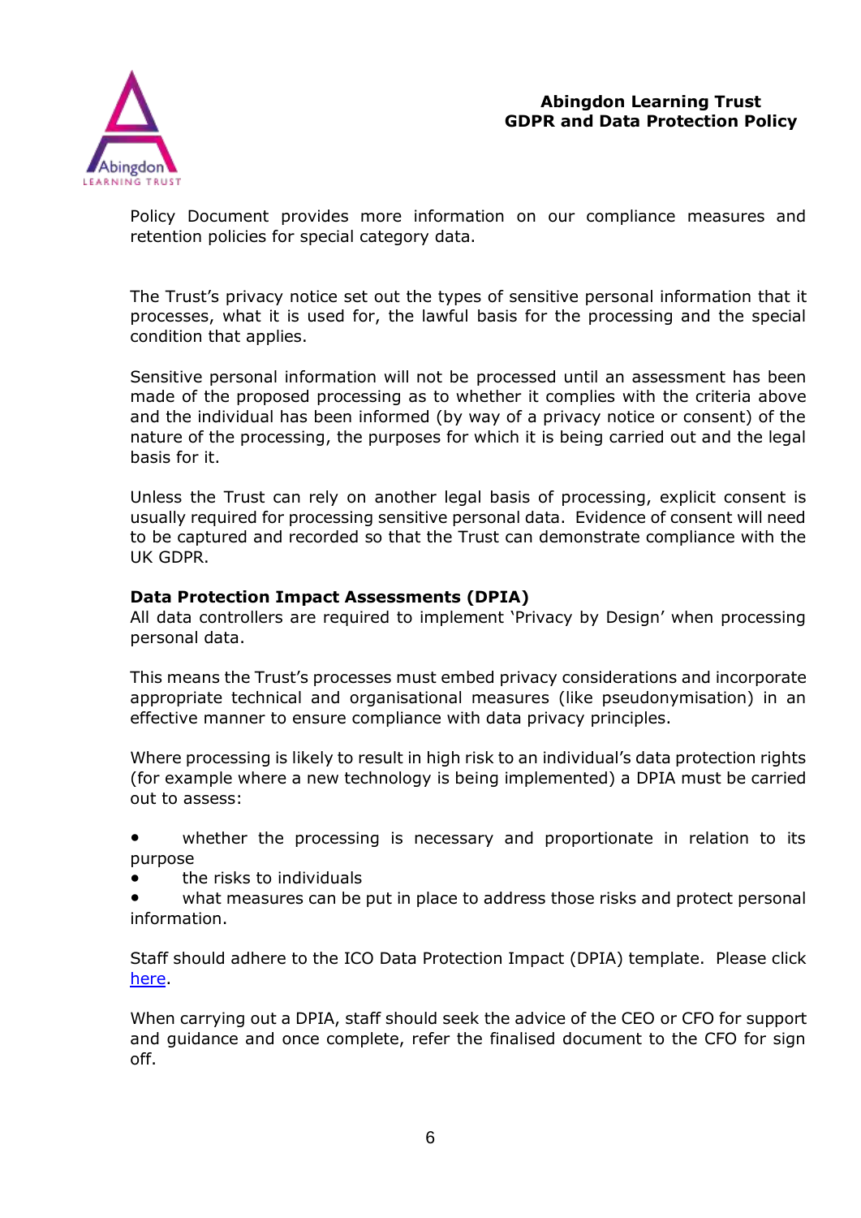Policy Document provides more information on our compliance measures and retention policies for special category data.

The Trust's privacy notice set out the types of sensitive personal information that it processes, what it is used for, the lawful basis for the processing and the special condition that applies.

Sensitive personal information will not be processed until an assessment has been made of the proposed processing as to whether it complies with the criteria above and the individual has been informed (by way of a privacy notice or consent) of the nature of the processing, the purposes for which it is being carried out and the legal basis for it.

Unless the Trust can rely on another legal basis of processing, explicit consent is usually required for processing sensitive personal data. Evidence of consent will need to be captured and recorded so that the Trust can demonstrate compliance with the UK GDPR.

**Data Protection Impact Assessments (DPIA)**

All data controllers are required to implement 'Privacy by Design' when processing personal data.

This means the Trust's processes must embed privacy considerations and incorporate appropriate technical and organisational measures (like pseudonymisation) in an effective manner to ensure compliance with data privacy principles.

Where processing is likely to result in high risk to an individual's data protection rights (for example where a new technology is being implemented) a DPIA must be carried out to assess:

- whether the processing is necessary and proportionate in relation to its purpose
- the risks to individuals
- what measures can be put in place to address those risks and protect personal information.

Staff should adhere to the ICO Data Protection Impact (DPIA) template. Please click here.

When carrying out a DPIA, staff should seek the advice of the CEO or CFO for support and guidance and once complete, refer the finalised document to the CFO for sign off.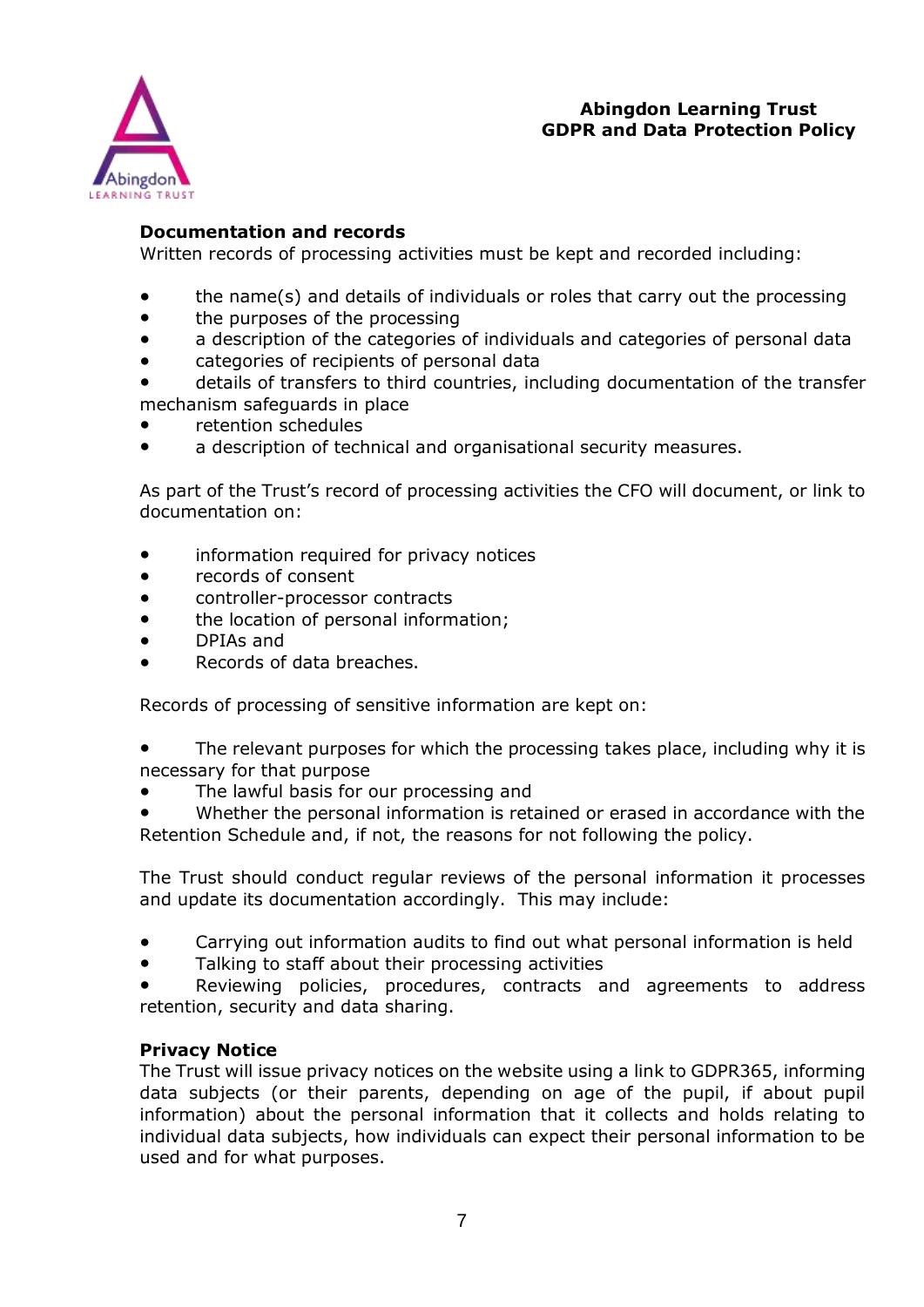### Documentation and records

Written records of processing activities must be kept and recorded including:

- the name(s) and details of individuals or roles that carry out the processing
- the purposes of the processing
- a description of the categories of individuals and categories of personal data
- categories of recipients of personal data
- details of transfers to third countries, including documentation of the transfer mechanism safeguards in place
- retention schedules
- a description of technical and organisational security measures.

As part of the Trust's record of processing activities the CFO will document, or link to documentation on:

- information required for privacy notices
- records of consent
- controller-processor contracts
- the location of personal information;
- DPIAs and
- Records of data breaches.

Records of processing of sensitive information are kept on:

- The relevant purposes for which the processing takes place, including why it is necessary for that purpose
- The lawful basis for our processing and
- Whether the personal information is retained or erased in accordance with the Retention Schedule and, if not, the reasons for not following the policy.

The Trust should conduct regular reviews of the personal information it processes and update its documentation accordingly. This may include:

- Carrying out information audits to find out what personal information is held
- Talking to staff about their processing activities
- Reviewing policies, procedures, contracts and agreements to address retention, security and data sharing.

### Privacy Notice

The Trust will issue privacy notices on the website using a link to GDPR365, informing data subjects (or their parents, depending on age of the pupil, if about pupil information) about the personal information that it collects and holds relating to individual data subjects, how individuals can expect their personal information to be used and for what purposes.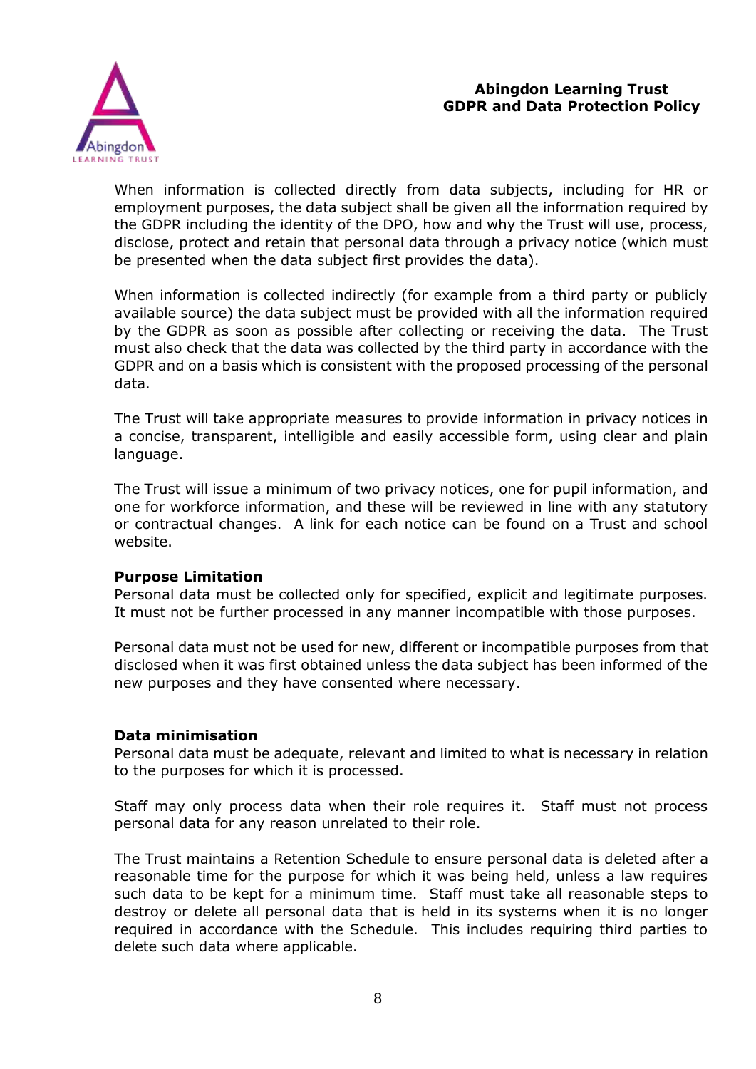When information is collected directly from data subjects, including for HR or employment purposes, the data subject shall be given all the information required by the GDPR including the identity of the DPO, how and why the Trust will use, process, disclose, protect and retain that personal data through a privacy notice (which must be presented when the data subject first provides the data).

When information is collected indirectly (for example from a third party or publicly available source) the data subject must be provided with all the information required by the GDPR as soon as possible after collecting or receiving the data. The Trust must also check that the data was collected by the third party in accordance with the GDPR and on a basis which is consistent with the proposed processing of the personal data.

The Trust will take appropriate measures to provide information in privacy notices in a concise, transparent, intelligible and easily accessible form, using clear and plain language.

The Trust will issue a minimum of two privacy notices, one for pupil information, and one for workforce information, and these will be reviewed in line with any statutory or contractual changes. A link for each notice can be found on a Trust and school website.

**Purpose Limitation**

Personal data must be collected only for specified, explicit and legitimate purposes. It must not be further processed in any manner incompatible with those purposes.

Personal data must not be used for new, different or incompatible purposes from that disclosed when it was first obtained unless the data subject has been informed of the new purposes and they have consented where necessary.

**Data minimisation**

Personal data must be adequate, relevant and limited to what is necessary in relation to the purposes for which it is processed.

Staff may only process data when their role requires it. Staff must not process personal data for any reason unrelated to their role.

The Trust maintains a Retention Schedule to ensure personal data is deleted after a reasonable time for the purpose for which it was being held, unless a law requires such data to be kept for a minimum time. Staff must take all reasonable steps to destroy or delete all personal data that is held in its systems when it is no longer required in accordance with the Schedule. This includes requiring third parties to delete such data where applicable.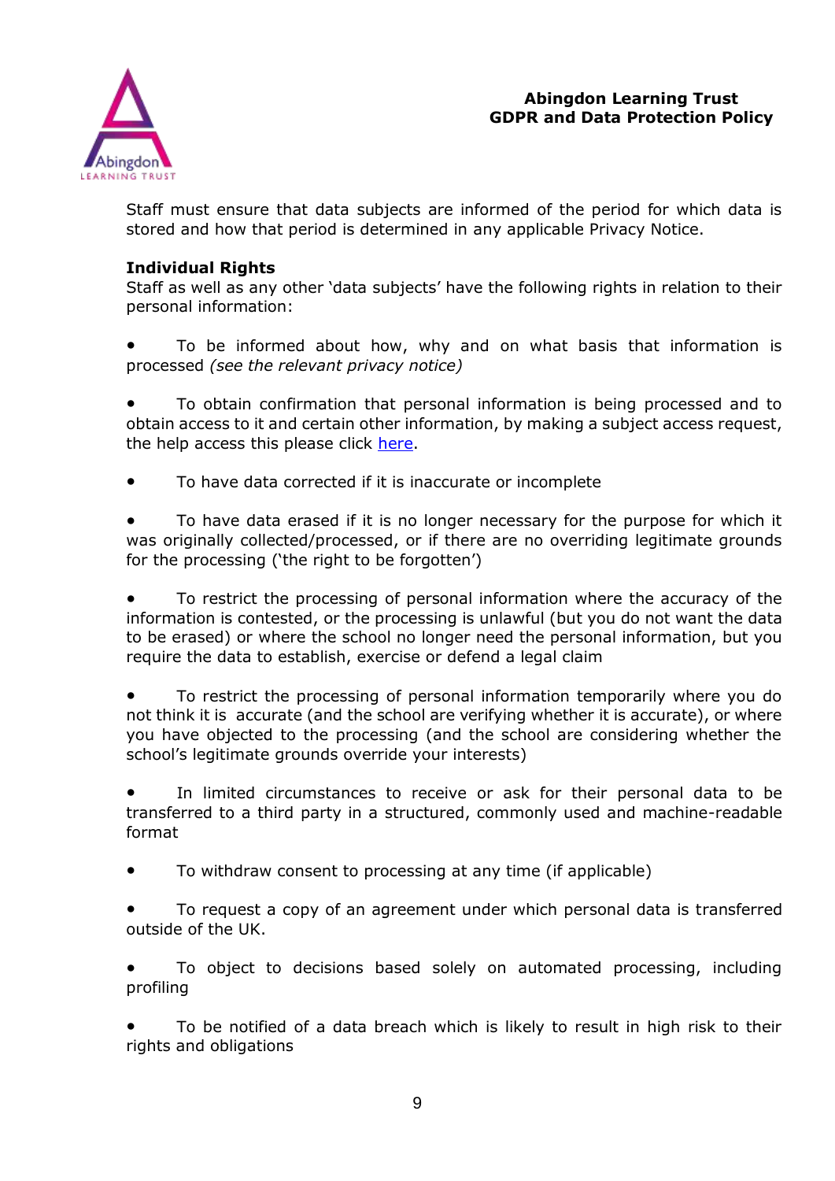Staff must ensure that data subjects are informed of the period for which data is stored and how that period is determined in any applicable Privacy Notice.

**Individual Rights**

Staff as well as any other 'data subjects' have the following rights in relation to their personal information:

- To be informed about how, why and on what basis that information is processed *(see the relevant privacy notice)*

- To obtain confirmation that personal information is being processed and to obtain access to it and certain other information, by making a subject access request, the help access this please click here.

- To have data corrected if it is inaccurate or incomplete

- To have data erased if it is no longer necessary for the purpose for which it was originally collected/processed, or if there are no overriding legitimate grounds for the processing ('the right to be forgotten')

- To restrict the processing of personal information where the accuracy of the information is contested, or the processing is unlawful (but you do not want the data to be erased) or where the school no longer need the personal information, but you require the data to establish, exercise or defend a legal claim

- To restrict the processing of personal information temporarily where you do not think it is accurate (and the school are verifying whether it is accurate), or where you have objected to the processing (and the school are considering whether the school's legitimate grounds override your interests)

- In limited circumstances to receive or ask for their personal data to be transferred to a third party in a structured, commonly used and machine-readable format

- To withdraw consent to processing at any time (if applicable)

- To request a copy of an agreement under which personal data is transferred outside of the UK.

- To object to decisions based solely on automated processing, including profiling

- To be notified of a data breach which is likely to result in high risk to their rights and obligations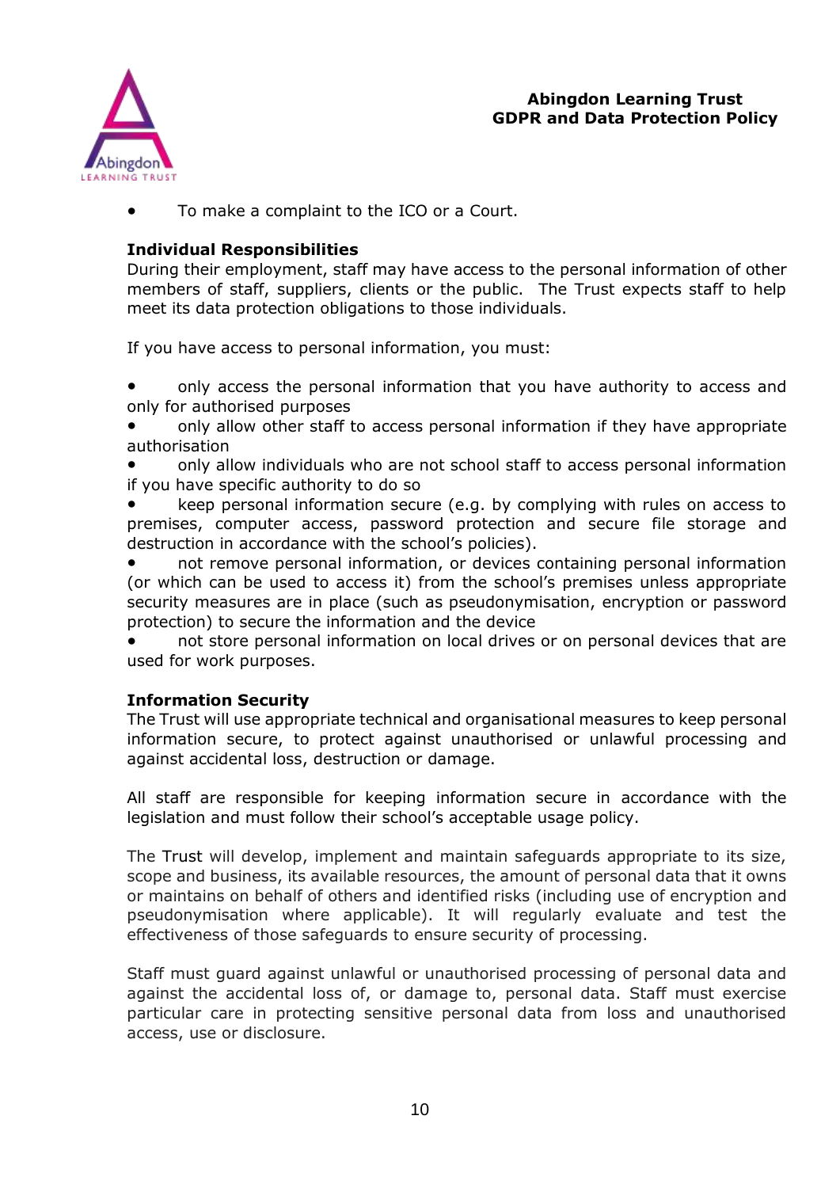- To make a complaint to the ICO or a Court.

**Individual Responsibilities**

During their employment, staff may have access to the personal information of other members of staff, suppliers, clients or the public. The Trust expects staff to help meet its data protection obligations to those individuals.

If you have access to personal information, you must:

- only access the personal information that you have authority to access and only for authorised purposes
- only allow other staff to access personal information if they have appropriate authorisation
- only allow individuals who are not school staff to access personal information if you have specific authority to do so
- keep personal information secure (e.g. by complying with rules on access to premises, computer access, password protection and secure file storage and destruction in accordance with the school's policies).
- not remove personal information, or devices containing personal information (or which can be used to access it) from the school's premises unless appropriate security measures are in place (such as pseudonymisation, encryption or password protection) to secure the information and the device
- not store personal information on local drives or on personal devices that are used for work purposes.

**Information Security**

The Trust will use appropriate technical and organisational measures to keep personal information secure, to protect against unauthorised or unlawful processing and against accidental loss, destruction or damage.

All staff are responsible for keeping information secure in accordance with the legislation and must follow their school's acceptable usage policy.

The Trust will develop, implement and maintain safeguards appropriate to its size, scope and business, its available resources, the amount of personal data that it owns or maintains on behalf of others and identified risks (including use of encryption and pseudonymisation where applicable). It will regularly evaluate and test the effectiveness of those safeguards to ensure security of processing.

Staff must guard against unlawful or unauthorised processing of personal data and against the accidental loss of, or damage to, personal data. Staff must exercise particular care in protecting sensitive personal data from loss and unauthorised access, use or disclosure.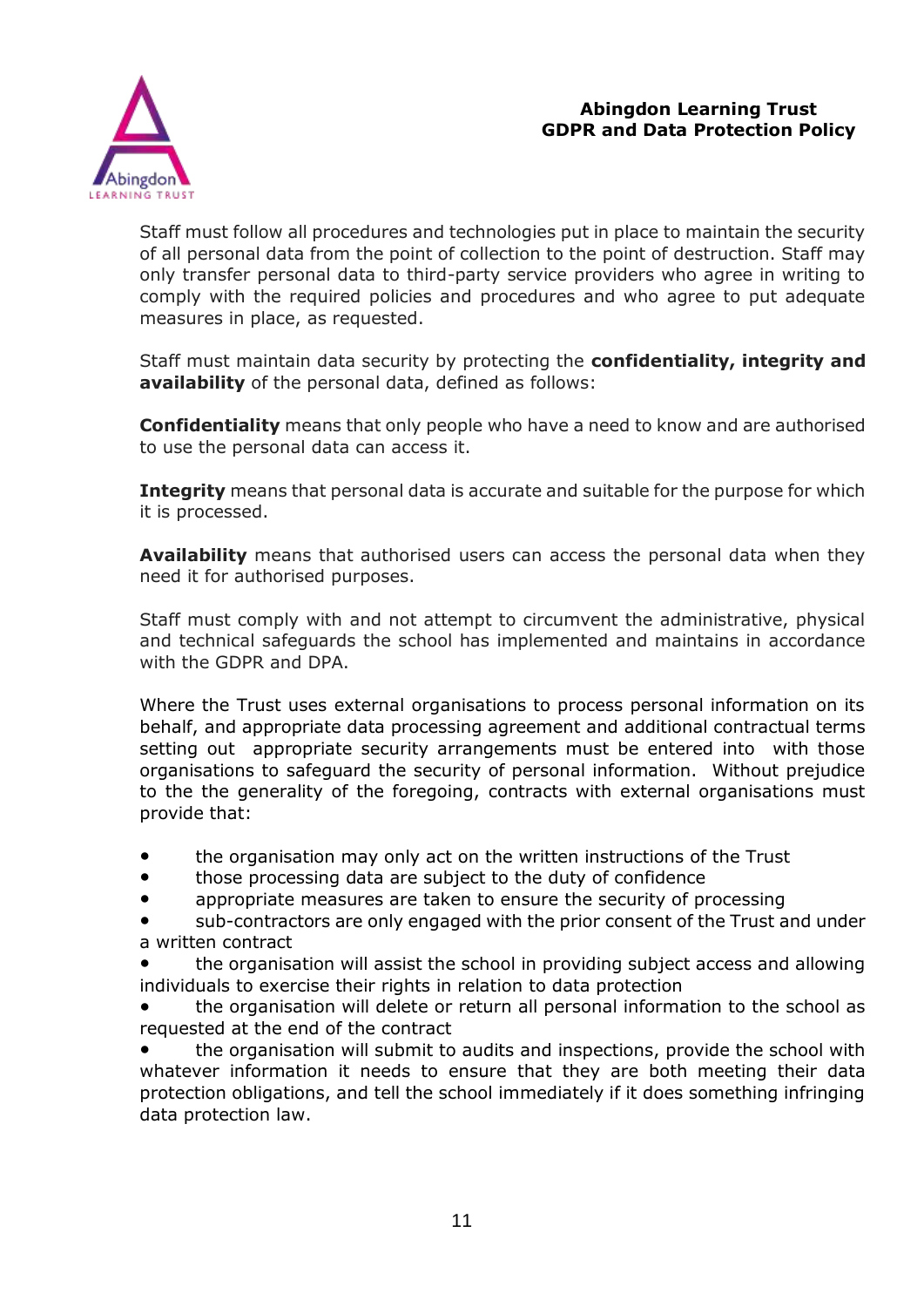Staff must follow all procedures and technologies put in place to maintain the security of all personal data from the point of collection to the point of destruction. Staff may only transfer personal data to third-party service providers who agree in writing to comply with the required policies and procedures and who agree to put adequate measures in place, as requested.

Staff must maintain data security by protecting the **confidentiality, integrity and availability** of the personal data, defined as follows:

**Confidentiality** means that only people who have a need to know and are authorised to use the personal data can access it.

**Integrity** means that personal data is accurate and suitable for the purpose for which it is processed.

**Availability** means that authorised users can access the personal data when they need it for authorised purposes.

Staff must comply with and not attempt to circumvent the administrative, physical and technical safeguards the school has implemented and maintains in accordance with the GDPR and DPA.

Where the Trust uses external organisations to process personal information on its behalf, and appropriate data processing agreement and additional contractual terms setting out appropriate security arrangements must be entered into with those organisations to safeguard the security of personal information. Without prejudice to the the generality of the foregoing, contracts with external organisations must provide that:

- the organisation may only act on the written instructions of the Trust
- those processing data are subject to the duty of confidence
- appropriate measures are taken to ensure the security of processing
- sub-contractors are only engaged with the prior consent of the Trust and under a written contract
- the organisation will assist the school in providing subject access and allowing individuals to exercise their rights in relation to data protection
- the organisation will delete or return all personal information to the school as requested at the end of the contract
- the organisation will submit to audits and inspections, provide the school with whatever information it needs to ensure that they are both meeting their data protection obligations, and tell the school immediately if it does something infringing data protection law.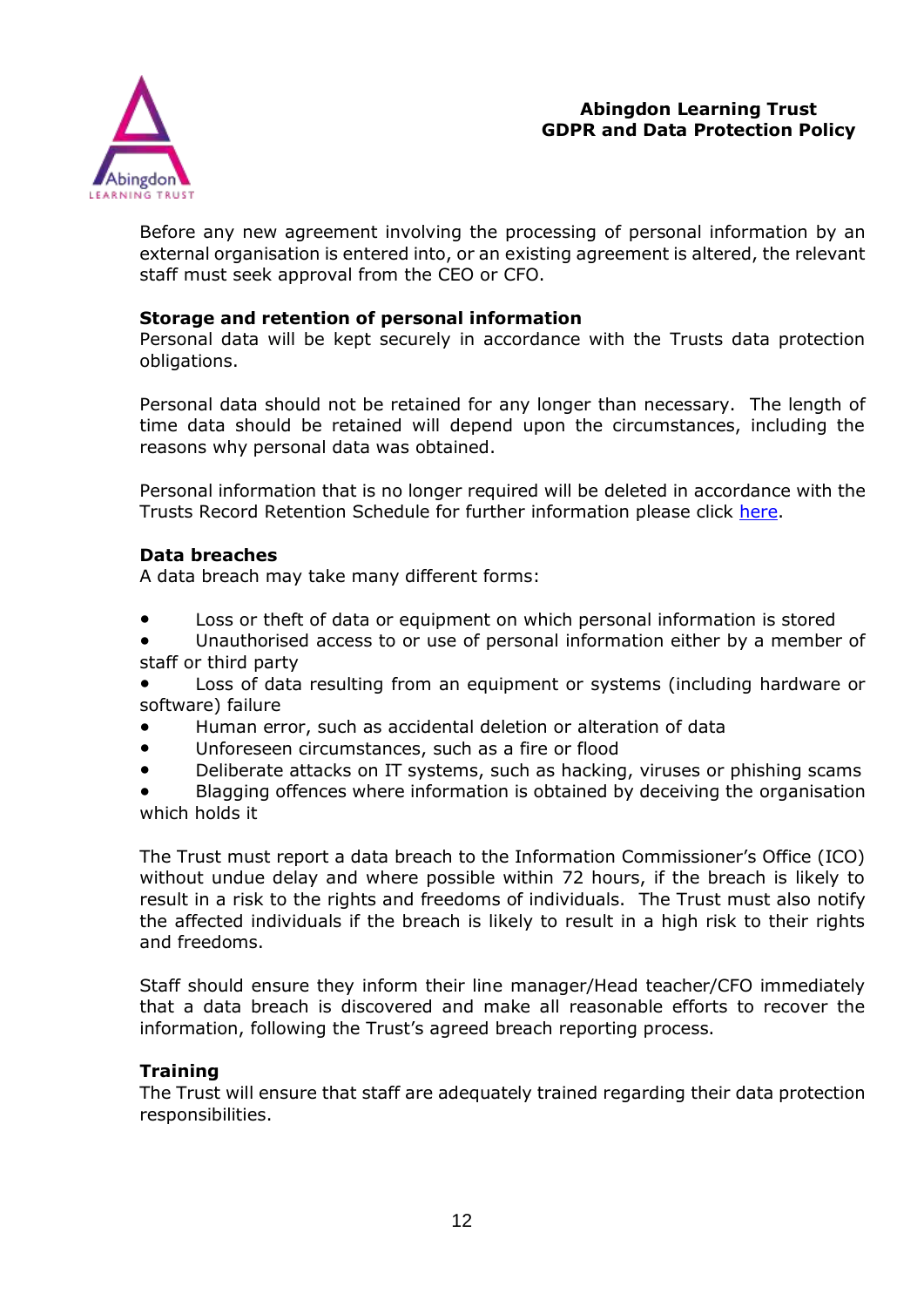Before any new agreement involving the processing of personal information by an external organisation is entered into, or an existing agreement is altered, the relevant staff must seek approval from the CEO or CFO.

**Storage and retention of personal information**

Personal data will be kept securely in accordance with the Trusts data protection obligations.

Personal data should not be retained for any longer than necessary. The length of time data should be retained will depend upon the circumstances, including the reasons why personal data was obtained.

Personal information that is no longer required will be deleted in accordance with the Trusts Record Retention Schedule for further information please click [here](#).

**Data breaches**

A data breach may take many different forms:

- Loss or theft of data or equipment on which personal information is stored
- Unauthorised access to or use of personal information either by a member of staff or third party
- Loss of data resulting from an equipment or systems (including hardware or software) failure
- Human error, such as accidental deletion or alteration of data
- Unforeseen circumstances, such as a fire or flood
- Deliberate attacks on IT systems, such as hacking, viruses or phishing scams
- Blagging offences where information is obtained by deceiving the organisation which holds it

The Trust must report a data breach to the Information Commissioner's Office (ICO) without undue delay and where possible within 72 hours, if the breach is likely to result in a risk to the rights and freedoms of individuals. The Trust must also notify the affected individuals if the breach is likely to result in a high risk to their rights and freedoms.

Staff should ensure they inform their line manager/Head teacher/CFO immediately that a data breach is discovered and make all reasonable efforts to recover the information, following the Trust's agreed breach reporting process.

**Training**

The Trust will ensure that staff are adequately trained regarding their data protection responsibilities.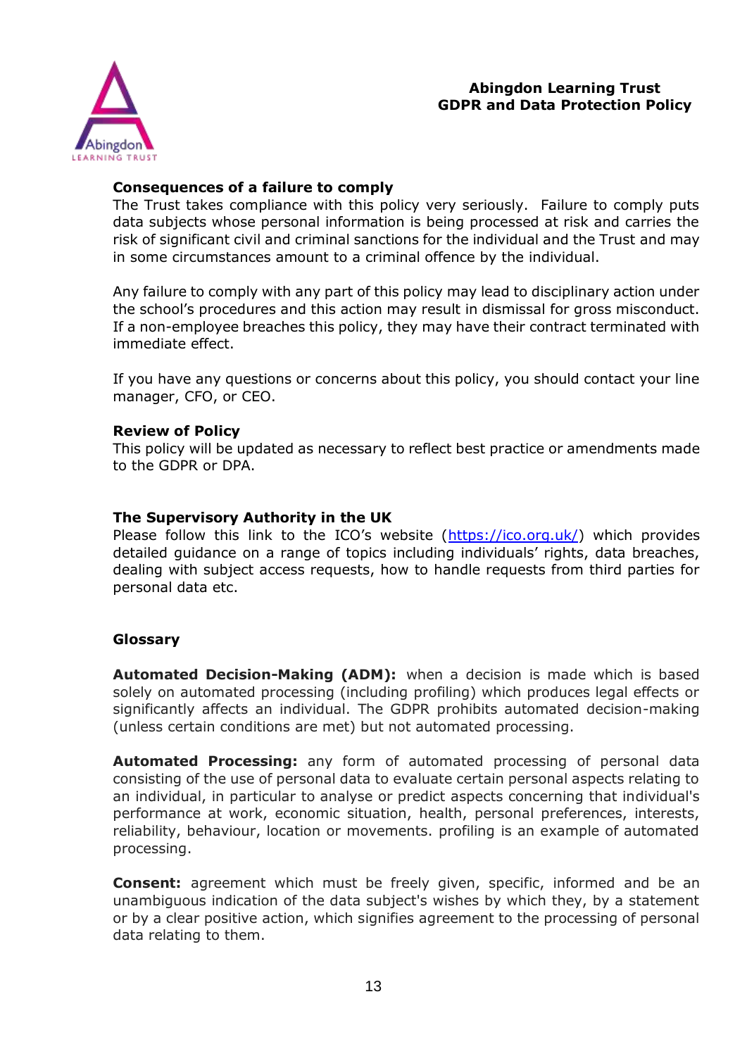### Consequences of a failure to comply

The Trust takes compliance with this policy very seriously. Failure to comply puts data subjects whose personal information is being processed at risk and carries the risk of significant civil and criminal sanctions for the individual and the Trust and may in some circumstances amount to a criminal offence by the individual.

Any failure to comply with any part of this policy may lead to disciplinary action under the school's procedures and this action may result in dismissal for gross misconduct. If a non-employee breaches this policy, they may have their contract terminated with immediate effect.

If you have any questions or concerns about this policy, you should contact your line manager, CFO, or CEO.

### Review of Policy

This policy will be updated as necessary to reflect best practice or amendments made to the GDPR or DPA.

### The Supervisory Authority in the UK

Please follow this link to the ICO's website (https://ico.org.uk/) which provides detailed guidance on a range of topics including individuals' rights, data breaches, dealing with subject access requests, how to handle requests from third parties for personal data etc.

### Glossary

**Automated Decision-Making (ADM):** when a decision is made which is based solely on automated processing (including profiling) which produces legal effects or significantly affects an individual. The GDPR prohibits automated decision-making (unless certain conditions are met) but not automated processing.

**Automated Processing:** any form of automated processing of personal data consisting of the use of personal data to evaluate certain personal aspects relating to an individual, in particular to analyse or predict aspects concerning that individual's performance at work, economic situation, health, personal preferences, interests, reliability, behaviour, location or movements. profiling is an example of automated processing.

**Consent:** agreement which must be freely given, specific, informed and be an unambiguous indication of the data subject's wishes by which they, by a statement or by a clear positive action, which signifies agreement to the processing of personal data relating to them.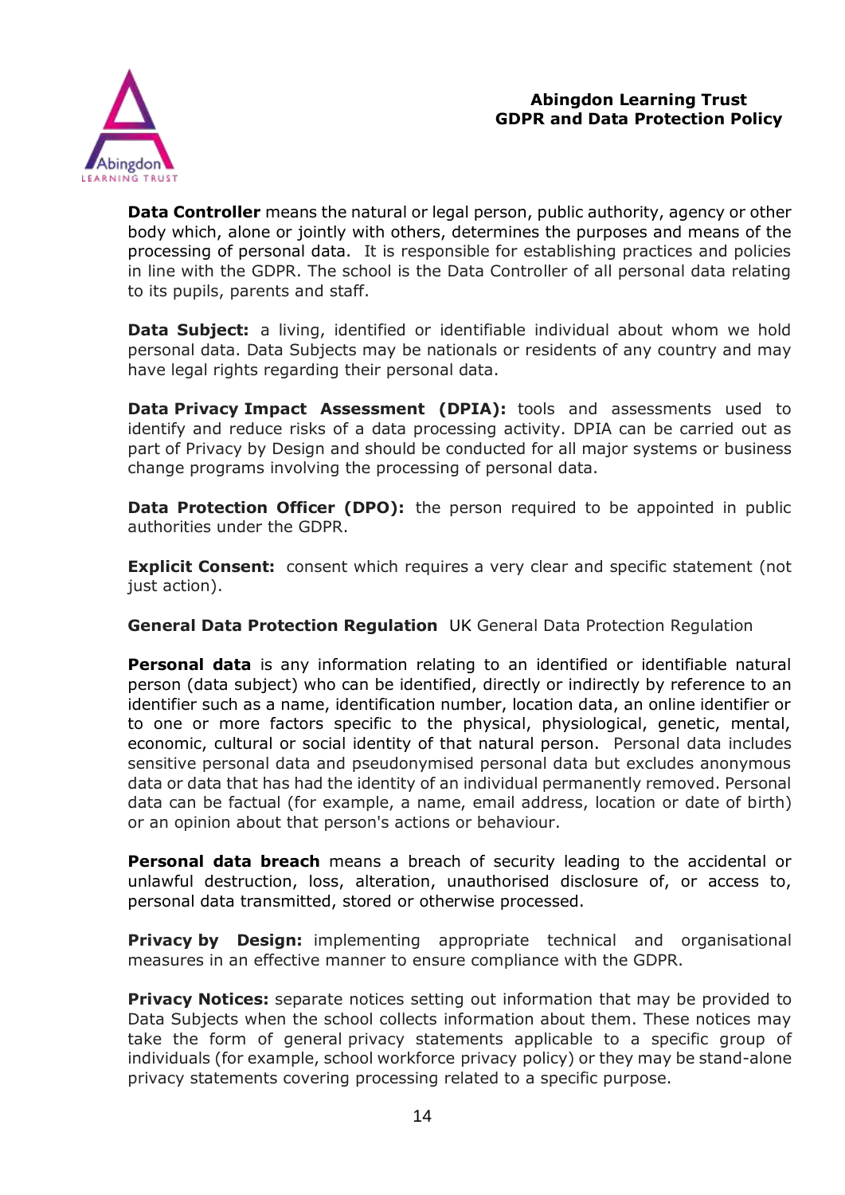**Data Controller** means the natural or legal person, public authority, agency or other body which, alone or jointly with others, determines the purposes and means of the processing of personal data. It is responsible for establishing practices and policies in line with the GDPR. The school is the Data Controller of all personal data relating to its pupils, parents and staff.

**Data Subject:** a living, identified or identifiable individual about whom we hold personal data. Data Subjects may be nationals or residents of any country and may have legal rights regarding their personal data.

**Data Privacy Impact Assessment (DPIA):** tools and assessments used to identify and reduce risks of a data processing activity. DPIA can be carried out as part of Privacy by Design and should be conducted for all major systems or business change programs involving the processing of personal data.

**Data Protection Officer (DPO):** the person required to be appointed in public authorities under the GDPR.

**Explicit Consent:** consent which requires a very clear and specific statement (not just action).

**General Data Protection Regulation** UK General Data Protection Regulation

**Personal data** is any information relating to an identified or identifiable natural person (data subject) who can be identified, directly or indirectly by reference to an identifier such as a name, identification number, location data, an online identifier or to one or more factors specific to the physical, physiological, genetic, mental, economic, cultural or social identity of that natural person. Personal data includes sensitive personal data and pseudonymised personal data but excludes anonymous data or data that has had the identity of an individual permanently removed. Personal data can be factual (for example, a name, email address, location or date of birth) or an opinion about that person's actions or behaviour.

**Personal data breach** means a breach of security leading to the accidental or unlawful destruction, loss, alteration, unauthorised disclosure of, or access to, personal data transmitted, stored or otherwise processed.

**Privacy by Design:** implementing appropriate technical and organisational measures in an effective manner to ensure compliance with the GDPR.

**Privacy Notices:** separate notices setting out information that may be provided to Data Subjects when the school collects information about them. These notices may take the form of general privacy statements applicable to a specific group of individuals (for example, school workforce privacy policy) or they may be stand-alone privacy statements covering processing related to a specific purpose.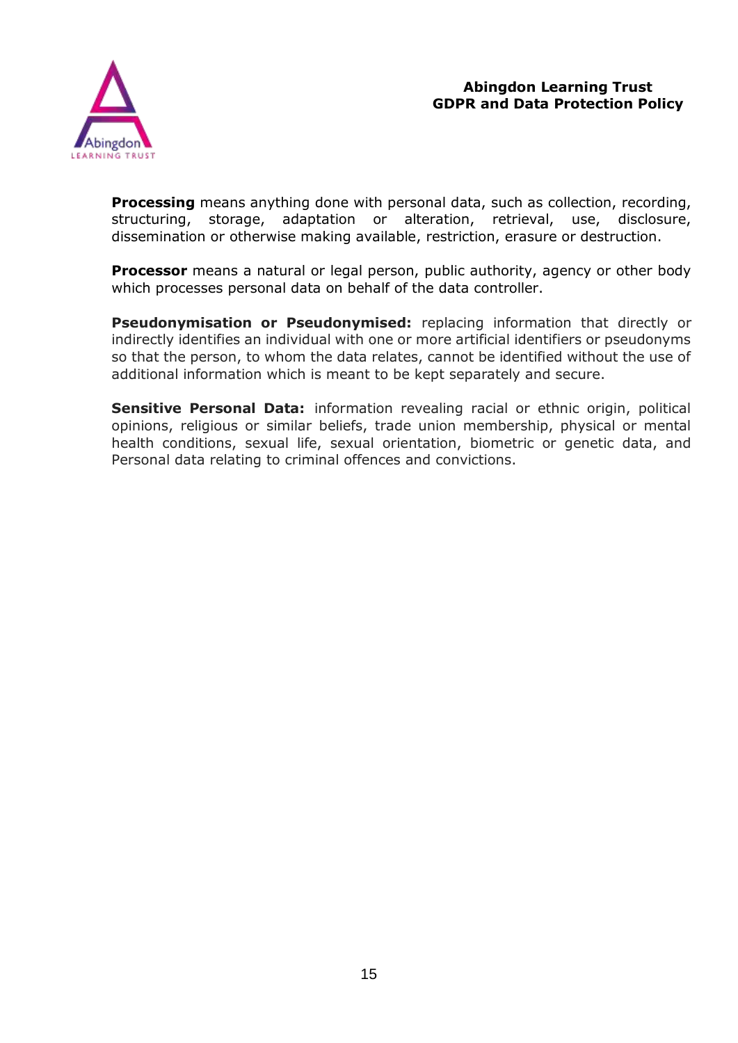**Processing** means anything done with personal data, such as collection, recording, structuring, storage, adaptation or alteration, retrieval, use, disclosure, dissemination or otherwise making available, restriction, erasure or destruction.

**Processor** means a natural or legal person, public authority, agency or other body which processes personal data on behalf of the data controller.

**Pseudonymisation or Pseudonymised:** replacing information that directly or indirectly identifies an individual with one or more artificial identifiers or pseudonyms so that the person, to whom the data relates, cannot be identified without the use of additional information which is meant to be kept separately and secure.

**Sensitive Personal Data:** information revealing racial or ethnic origin, political opinions, religious or similar beliefs, trade union membership, physical or mental health conditions, sexual life, sexual orientation, biometric or genetic data, and Personal data relating to criminal offences and convictions.